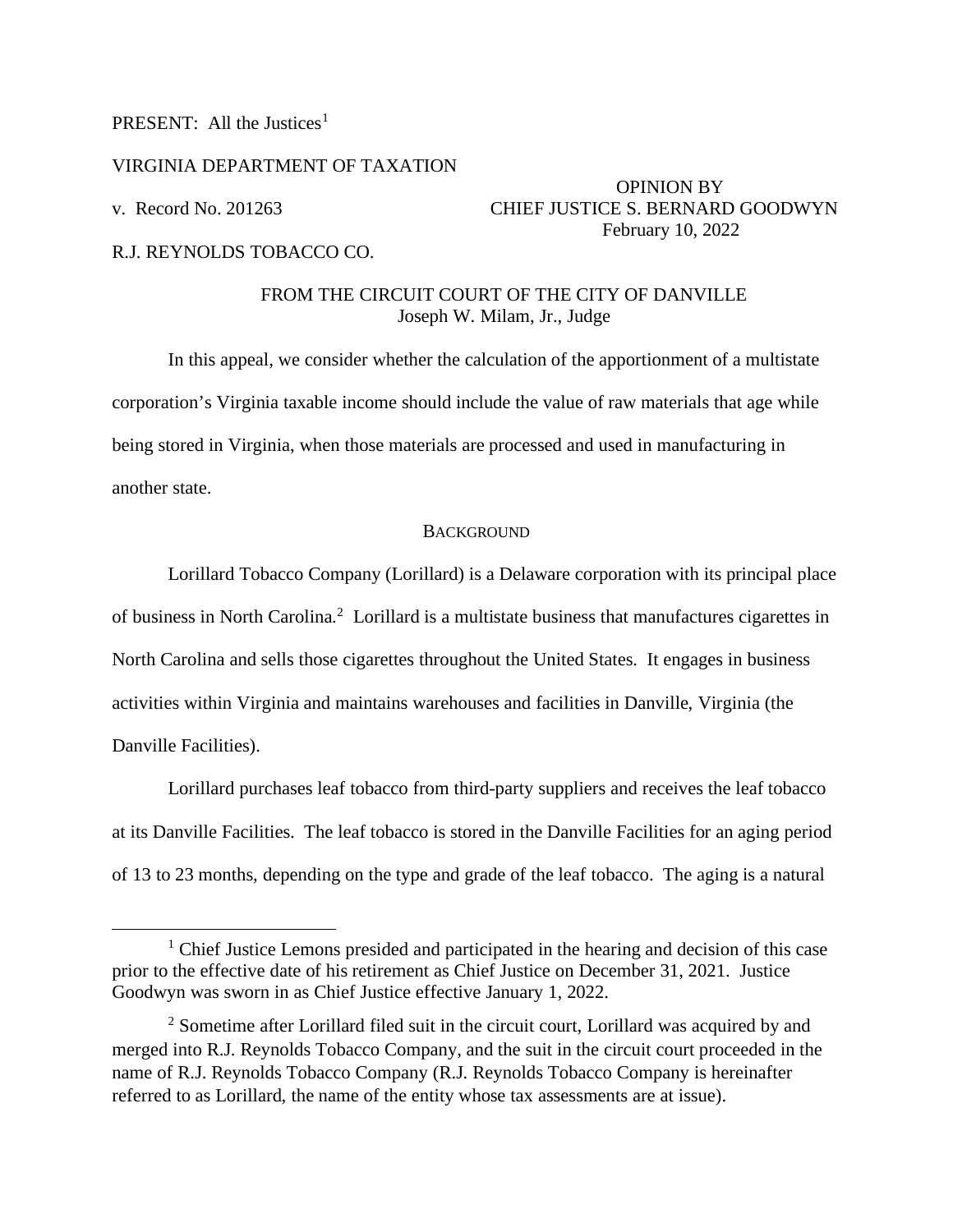PRESENT: All the Justices[1]

VIRGINIA DEPARTMENT OF TAXATION

v. Record No. 201263

OPINION BY
CHIEF JUSTICE S. BERNARD GOODWYN
February 10, 2022

R.J. REYNOLDS TOBACCO CO.

FROM THE CIRCUIT COURT OF THE CITY OF DANVILLE
Joseph W. Milam, Jr., Judge

In this appeal, we consider whether the calculation of the apportionment of a multistate corporation's Virginia taxable income should include the value of raw materials that age while being stored in Virginia, when those materials are processed and used in manufacturing in another state.

## BACKGROUND

Lorillard Tobacco Company (Lorillard) is a Delaware corporation with its principal place of business in North Carolina.[2] Lorillard is a multistate business that manufactures cigarettes in North Carolina and sells those cigarettes throughout the United States. It engages in business activities within Virginia and maintains warehouses and facilities in Danville, Virginia (the Danville Facilities).

Lorillard purchases leaf tobacco from third-party suppliers and receives the leaf tobacco at its Danville Facilities. The leaf tobacco is stored in the Danville Facilities for an aging period of 13 to 23 months, depending on the type and grade of the leaf tobacco. The aging is a natural

---

[1] Chief Justice Lemons presided and participated in the hearing and decision of this case prior to the effective date of his retirement as Chief Justice on December 31, 2021. Justice Goodwyn was sworn in as Chief Justice effective January 1, 2022.

[2] Sometime after Lorillard filed suit in the circuit court, Lorillard was acquired by and merged into R.J. Reynolds Tobacco Company, and the suit in the circuit court proceeded in the name of R.J. Reynolds Tobacco Company (R.J. Reynolds Tobacco Company is hereinafter referred to as Lorillard, the name of the entity whose tax assessments are at issue).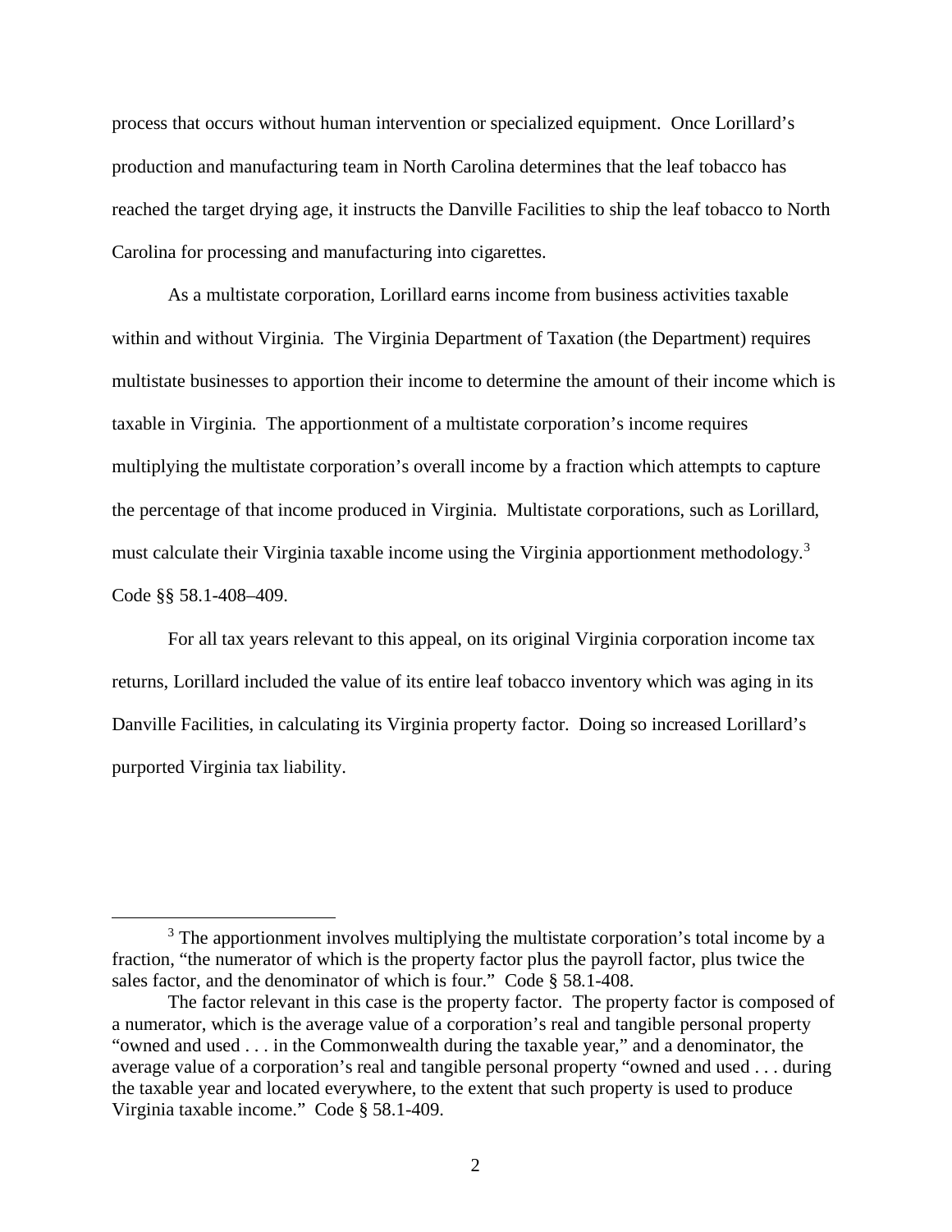process that occurs without human intervention or specialized equipment. Once Lorillard's production and manufacturing team in North Carolina determines that the leaf tobacco has reached the target drying age, it instructs the Danville Facilities to ship the leaf tobacco to North Carolina for processing and manufacturing into cigarettes.

As a multistate corporation, Lorillard earns income from business activities taxable within and without Virginia. The Virginia Department of Taxation (the Department) requires multistate businesses to apportion their income to determine the amount of their income which is taxable in Virginia. The apportionment of a multistate corporation's income requires multiplying the multistate corporation's overall income by a fraction which attempts to capture the percentage of that income produced in Virginia. Multistate corporations, such as Lorillard, must calculate their Virginia taxable income using the Virginia apportionment methodology.[3] Code §§ 58.1-408–409.

For all tax years relevant to this appeal, on its original Virginia corporation income tax returns, Lorillard included the value of its entire leaf tobacco inventory which was aging in its Danville Facilities, in calculating its Virginia property factor. Doing so increased Lorillard's purported Virginia tax liability.

---

[3] The apportionment involves multiplying the multistate corporation's total income by a fraction, "the numerator of which is the property factor plus the payroll factor, plus twice the sales factor, and the denominator of which is four." Code § 58.1-408.

The factor relevant in this case is the property factor. The property factor is composed of a numerator, which is the average value of a corporation's real and tangible personal property "owned and used . . . in the Commonwealth during the taxable year," and a denominator, the average value of a corporation's real and tangible personal property "owned and used . . . during the taxable year and located everywhere, to the extent that such property is used to produce Virginia taxable income." Code § 58.1-409.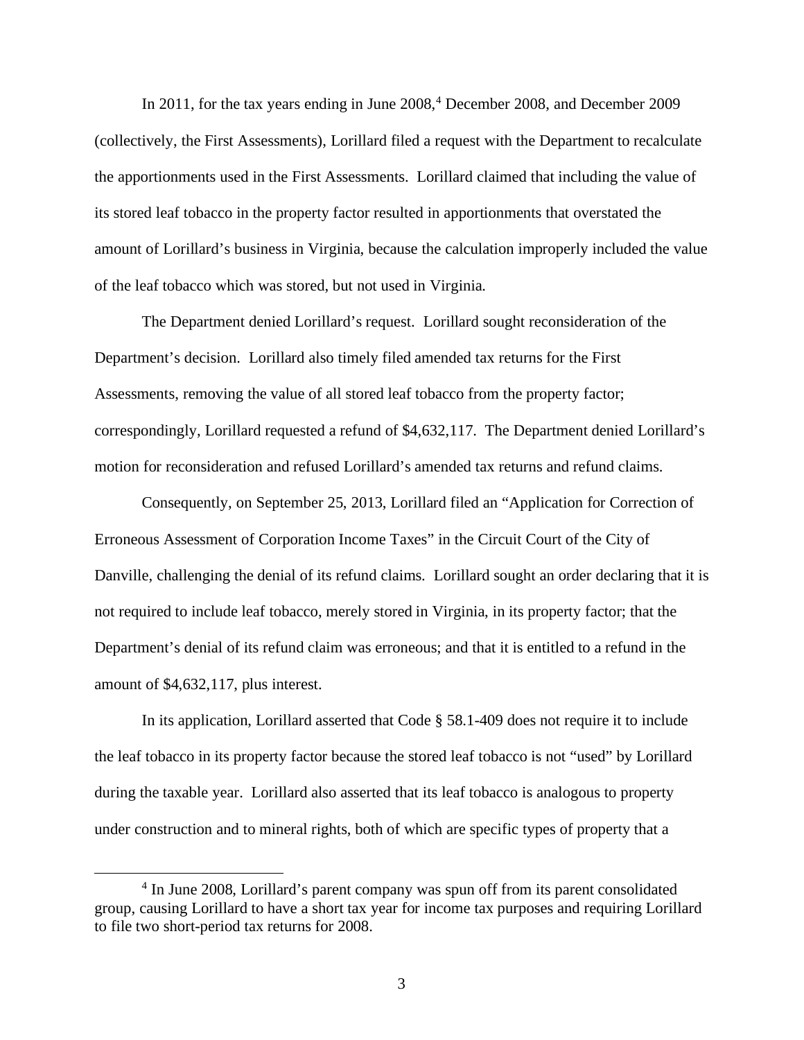In 2011, for the tax years ending in June 2008,[4] December 2008, and December 2009 (collectively, the First Assessments), Lorillard filed a request with the Department to recalculate the apportionments used in the First Assessments. Lorillard claimed that including the value of its stored leaf tobacco in the property factor resulted in apportionments that overstated the amount of Lorillard's business in Virginia, because the calculation improperly included the value of the leaf tobacco which was stored, but not used in Virginia.

The Department denied Lorillard's request. Lorillard sought reconsideration of the Department's decision. Lorillard also timely filed amended tax returns for the First Assessments, removing the value of all stored leaf tobacco from the property factor; correspondingly, Lorillard requested a refund of $4,632,117. The Department denied Lorillard's motion for reconsideration and refused Lorillard's amended tax returns and refund claims.

Consequently, on September 25, 2013, Lorillard filed an "Application for Correction of Erroneous Assessment of Corporation Income Taxes" in the Circuit Court of the City of Danville, challenging the denial of its refund claims. Lorillard sought an order declaring that it is not required to include leaf tobacco, merely stored in Virginia, in its property factor; that the Department's denial of its refund claim was erroneous; and that it is entitled to a refund in the amount of $4,632,117, plus interest.

In its application, Lorillard asserted that Code § 58.1-409 does not require it to include the leaf tobacco in its property factor because the stored leaf tobacco is not "used" by Lorillard during the taxable year. Lorillard also asserted that its leaf tobacco is analogous to property under construction and to mineral rights, both of which are specific types of property that a

---

[4] In June 2008, Lorillard's parent company was spun off from its parent consolidated group, causing Lorillard to have a short tax year for income tax purposes and requiring Lorillard to file two short-period tax returns for 2008.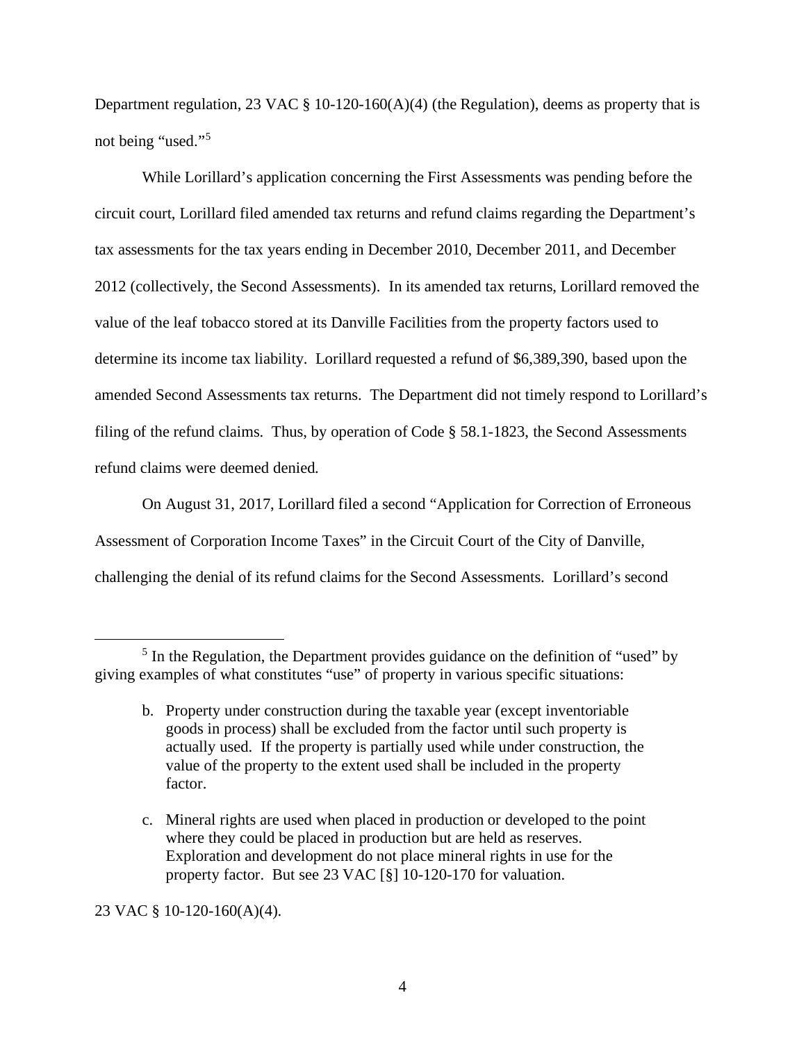Department regulation, 23 VAC § 10-120-160(A)(4) (the Regulation), deems as property that is not being "used."[5]

While Lorillard's application concerning the First Assessments was pending before the circuit court, Lorillard filed amended tax returns and refund claims regarding the Department's tax assessments for the tax years ending in December 2010, December 2011, and December 2012 (collectively, the Second Assessments). In its amended tax returns, Lorillard removed the value of the leaf tobacco stored at its Danville Facilities from the property factors used to determine its income tax liability. Lorillard requested a refund of $6,389,390, based upon the amended Second Assessments tax returns. The Department did not timely respond to Lorillard's filing of the refund claims. Thus, by operation of Code § 58.1-1823, the Second Assessments refund claims were deemed denied.

On August 31, 2017, Lorillard filed a second "Application for Correction of Erroneous Assessment of Corporation Income Taxes" in the Circuit Court of the City of Danville, challenging the denial of its refund claims for the Second Assessments. Lorillard's second

---

[5] In the Regulation, the Department provides guidance on the definition of "used" by giving examples of what constitutes "use" of property in various specific situations:

> b. Property under construction during the taxable year (except inventoriable goods in process) shall be excluded from the factor until such property is actually used. If the property is partially used while under construction, the value of the property to the extent used shall be included in the property factor.
>
> c. Mineral rights are used when placed in production or developed to the point where they could be placed in production but are held as reserves. Exploration and development do not place mineral rights in use for the property factor. But see 23 VAC [§] 10-120-170 for valuation.

23 VAC § 10-120-160(A)(4).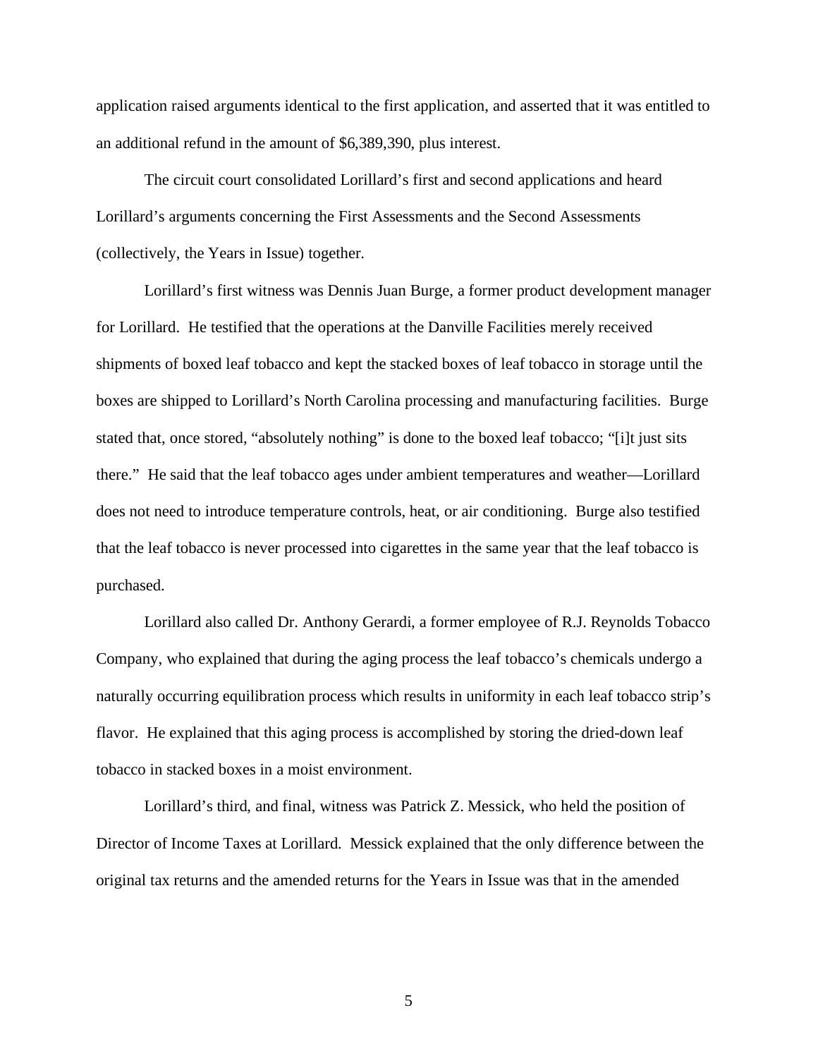application raised arguments identical to the first application, and asserted that it was entitled to an additional refund in the amount of $6,389,390, plus interest.

The circuit court consolidated Lorillard's first and second applications and heard Lorillard's arguments concerning the First Assessments and the Second Assessments (collectively, the Years in Issue) together.

Lorillard's first witness was Dennis Juan Burge, a former product development manager for Lorillard. He testified that the operations at the Danville Facilities merely received shipments of boxed leaf tobacco and kept the stacked boxes of leaf tobacco in storage until the boxes are shipped to Lorillard's North Carolina processing and manufacturing facilities. Burge stated that, once stored, "absolutely nothing" is done to the boxed leaf tobacco; "[i]t just sits there." He said that the leaf tobacco ages under ambient temperatures and weather—Lorillard does not need to introduce temperature controls, heat, or air conditioning. Burge also testified that the leaf tobacco is never processed into cigarettes in the same year that the leaf tobacco is purchased.

Lorillard also called Dr. Anthony Gerardi, a former employee of R.J. Reynolds Tobacco Company, who explained that during the aging process the leaf tobacco's chemicals undergo a naturally occurring equilibration process which results in uniformity in each leaf tobacco strip's flavor. He explained that this aging process is accomplished by storing the dried-down leaf tobacco in stacked boxes in a moist environment.

Lorillard's third, and final, witness was Patrick Z. Messick, who held the position of Director of Income Taxes at Lorillard. Messick explained that the only difference between the original tax returns and the amended returns for the Years in Issue was that in the amended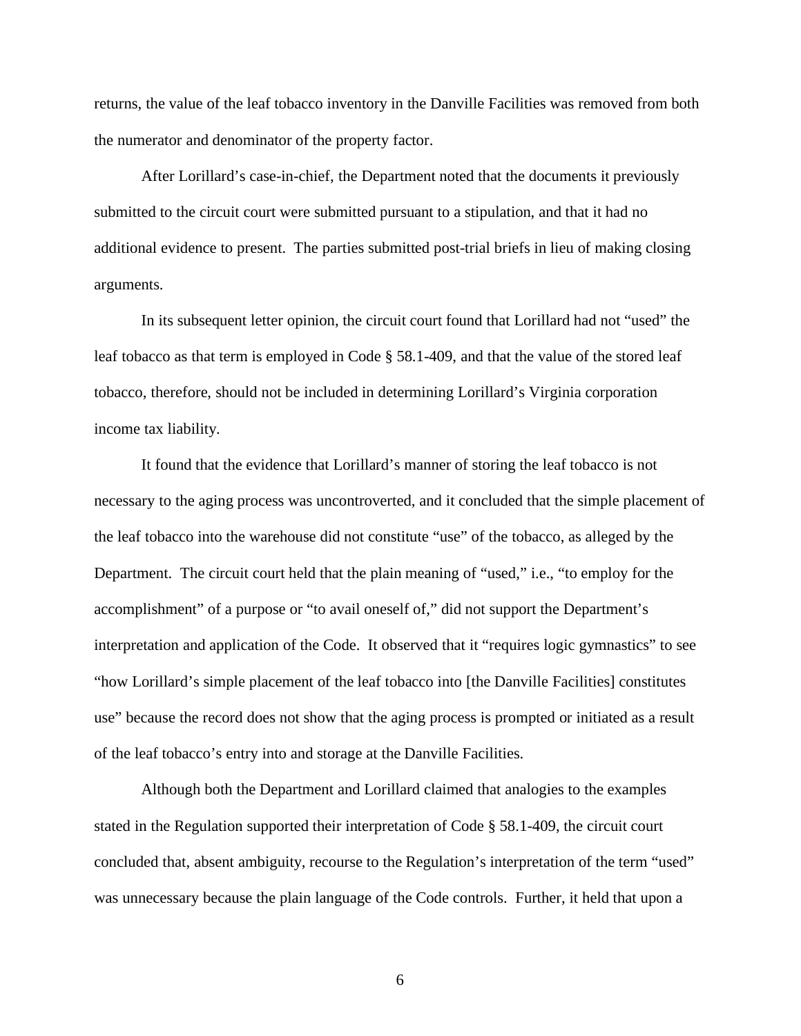returns, the value of the leaf tobacco inventory in the Danville Facilities was removed from both the numerator and denominator of the property factor.

After Lorillard's case-in-chief, the Department noted that the documents it previously submitted to the circuit court were submitted pursuant to a stipulation, and that it had no additional evidence to present. The parties submitted post-trial briefs in lieu of making closing arguments.

In its subsequent letter opinion, the circuit court found that Lorillard had not "used" the leaf tobacco as that term is employed in Code § 58.1-409, and that the value of the stored leaf tobacco, therefore, should not be included in determining Lorillard's Virginia corporation income tax liability.

It found that the evidence that Lorillard's manner of storing the leaf tobacco is not necessary to the aging process was uncontroverted, and it concluded that the simple placement of the leaf tobacco into the warehouse did not constitute "use" of the tobacco, as alleged by the Department. The circuit court held that the plain meaning of "used," i.e., "to employ for the accomplishment" of a purpose or "to avail oneself of," did not support the Department's interpretation and application of the Code. It observed that it "requires logic gymnastics" to see "how Lorillard's simple placement of the leaf tobacco into [the Danville Facilities] constitutes use" because the record does not show that the aging process is prompted or initiated as a result of the leaf tobacco's entry into and storage at the Danville Facilities.

Although both the Department and Lorillard claimed that analogies to the examples stated in the Regulation supported their interpretation of Code § 58.1-409, the circuit court concluded that, absent ambiguity, recourse to the Regulation's interpretation of the term "used" was unnecessary because the plain language of the Code controls. Further, it held that upon a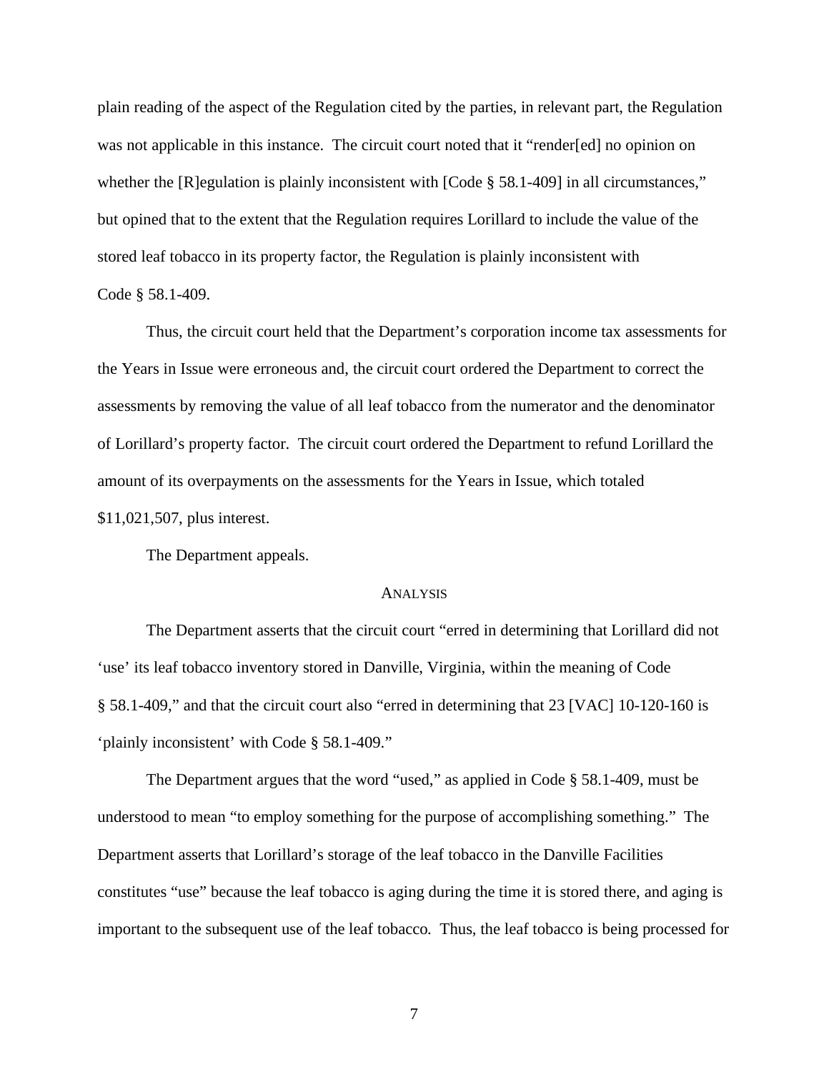plain reading of the aspect of the Regulation cited by the parties, in relevant part, the Regulation was not applicable in this instance. The circuit court noted that it "render[ed] no opinion on whether the [R]egulation is plainly inconsistent with [Code § 58.1-409] in all circumstances," but opined that to the extent that the Regulation requires Lorillard to include the value of the stored leaf tobacco in its property factor, the Regulation is plainly inconsistent with Code § 58.1-409.

Thus, the circuit court held that the Department's corporation income tax assessments for the Years in Issue were erroneous and, the circuit court ordered the Department to correct the assessments by removing the value of all leaf tobacco from the numerator and the denominator of Lorillard's property factor. The circuit court ordered the Department to refund Lorillard the amount of its overpayments on the assessments for the Years in Issue, which totaled $11,021,507, plus interest.

The Department appeals.

## ANALYSIS

The Department asserts that the circuit court "erred in determining that Lorillard did not 'use' its leaf tobacco inventory stored in Danville, Virginia, within the meaning of Code § 58.1-409," and that the circuit court also "erred in determining that 23 [VAC] 10-120-160 is 'plainly inconsistent' with Code § 58.1-409."

The Department argues that the word "used," as applied in Code § 58.1-409, must be understood to mean "to employ something for the purpose of accomplishing something." The Department asserts that Lorillard's storage of the leaf tobacco in the Danville Facilities constitutes "use" because the leaf tobacco is aging during the time it is stored there, and aging is important to the subsequent use of the leaf tobacco. Thus, the leaf tobacco is being processed for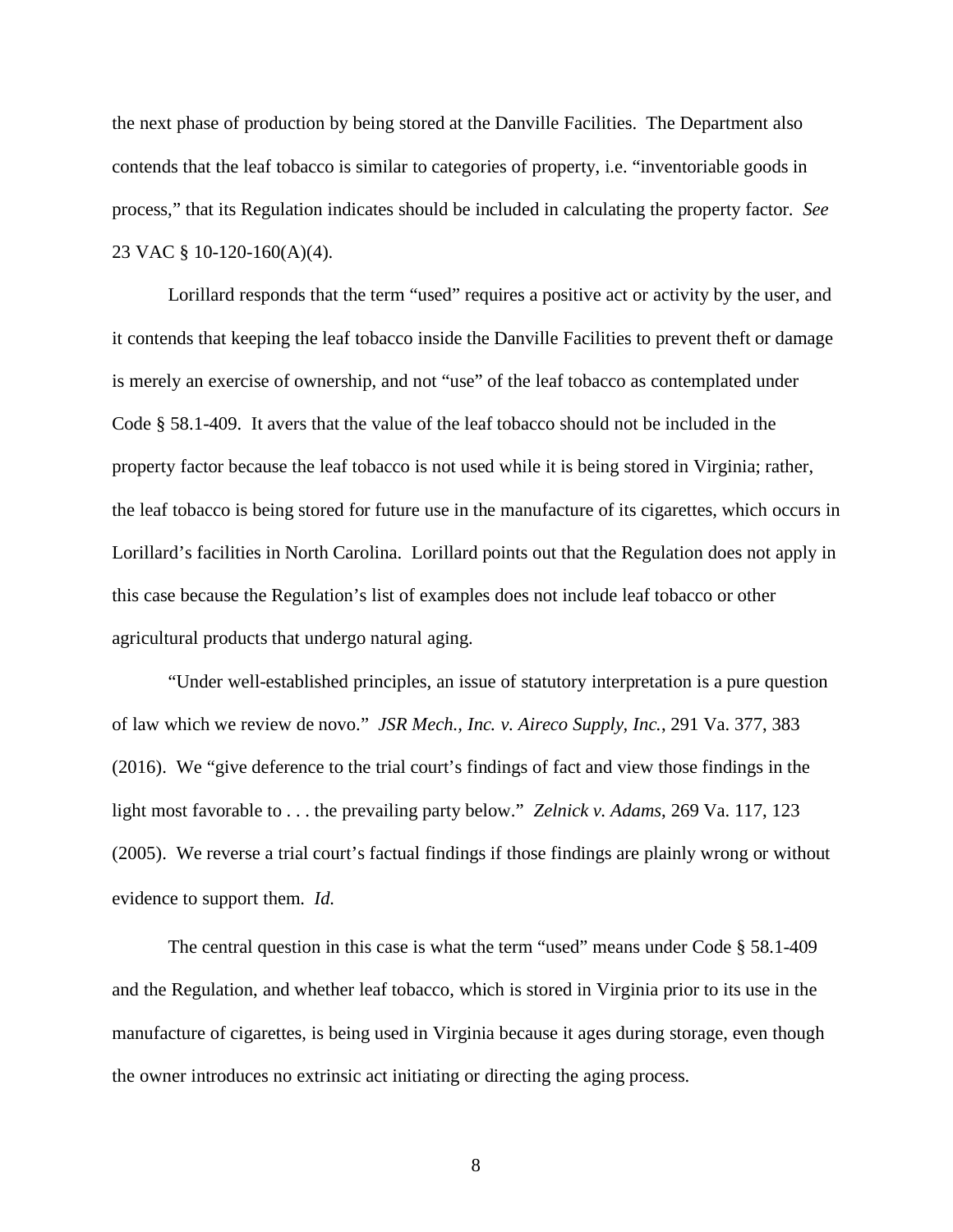the next phase of production by being stored at the Danville Facilities. The Department also contends that the leaf tobacco is similar to categories of property, i.e. "inventoriable goods in process," that its Regulation indicates should be included in calculating the property factor. *See* 23 VAC § 10-120-160(A)(4).

Lorillard responds that the term "used" requires a positive act or activity by the user, and it contends that keeping the leaf tobacco inside the Danville Facilities to prevent theft or damage is merely an exercise of ownership, and not "use" of the leaf tobacco as contemplated under Code § 58.1-409. It avers that the value of the leaf tobacco should not be included in the property factor because the leaf tobacco is not used while it is being stored in Virginia; rather, the leaf tobacco is being stored for future use in the manufacture of its cigarettes, which occurs in Lorillard's facilities in North Carolina. Lorillard points out that the Regulation does not apply in this case because the Regulation's list of examples does not include leaf tobacco or other agricultural products that undergo natural aging.

"Under well-established principles, an issue of statutory interpretation is a pure question of law which we review de novo." *JSR Mech., Inc. v. Aireco Supply, Inc.*, 291 Va. 377, 383 (2016). We "give deference to the trial court's findings of fact and view those findings in the light most favorable to . . . the prevailing party below." *Zelnick v. Adams*, 269 Va. 117, 123 (2005). We reverse a trial court's factual findings if those findings are plainly wrong or without evidence to support them. *Id.*

The central question in this case is what the term "used" means under Code § 58.1-409 and the Regulation, and whether leaf tobacco, which is stored in Virginia prior to its use in the manufacture of cigarettes, is being used in Virginia because it ages during storage, even though the owner introduces no extrinsic act initiating or directing the aging process.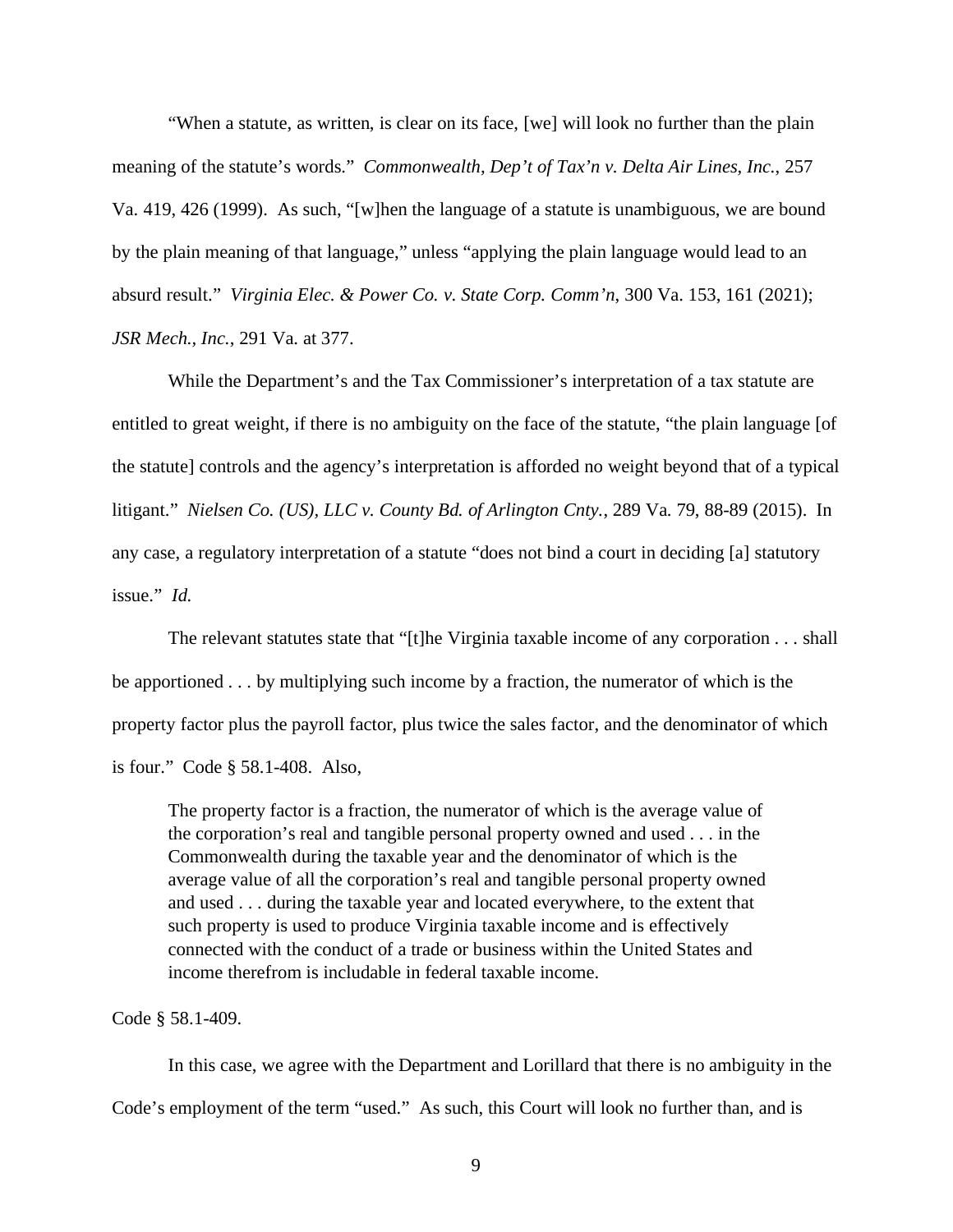"When a statute, as written, is clear on its face, [we] will look no further than the plain meaning of the statute's words." *Commonwealth, Dep't of Tax'n v. Delta Air Lines, Inc.*, 257 Va. 419, 426 (1999). As such, "[w]hen the language of a statute is unambiguous, we are bound by the plain meaning of that language," unless "applying the plain language would lead to an absurd result." *Virginia Elec. & Power Co. v. State Corp. Comm'n*, 300 Va. 153, 161 (2021); *JSR Mech., Inc.*, 291 Va. at 377.

While the Department's and the Tax Commissioner's interpretation of a tax statute are entitled to great weight, if there is no ambiguity on the face of the statute, "the plain language [of the statute] controls and the agency's interpretation is afforded no weight beyond that of a typical litigant." *Nielsen Co. (US), LLC v. County Bd. of Arlington Cnty.*, 289 Va. 79, 88-89 (2015). In any case, a regulatory interpretation of a statute "does not bind a court in deciding [a] statutory issue." *Id.*

The relevant statutes state that "[t]he Virginia taxable income of any corporation . . . shall be apportioned . . . by multiplying such income by a fraction, the numerator of which is the property factor plus the payroll factor, plus twice the sales factor, and the denominator of which is four." Code § 58.1-408. Also,

> The property factor is a fraction, the numerator of which is the average value of the corporation's real and tangible personal property owned and used . . . in the Commonwealth during the taxable year and the denominator of which is the average value of all the corporation's real and tangible personal property owned and used . . . during the taxable year and located everywhere, to the extent that such property is used to produce Virginia taxable income and is effectively connected with the conduct of a trade or business within the United States and income therefrom is includable in federal taxable income.

Code § 58.1-409.

In this case, we agree with the Department and Lorillard that there is no ambiguity in the Code's employment of the term "used." As such, this Court will look no further than, and is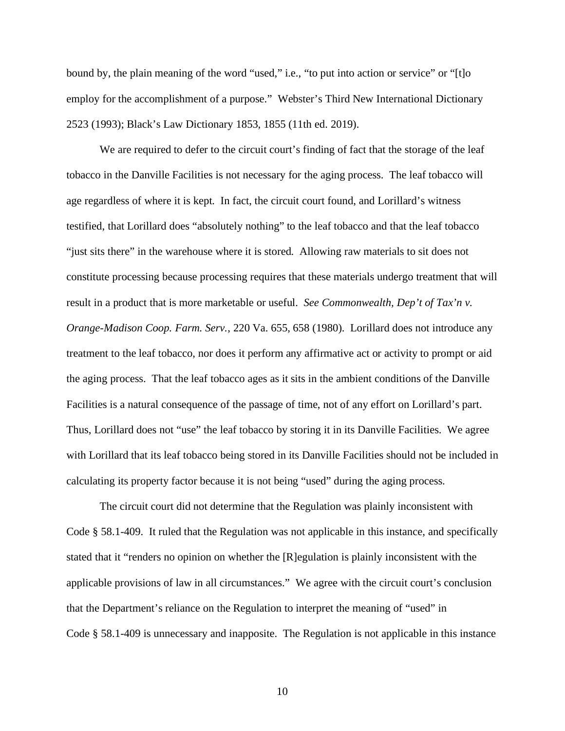bound by, the plain meaning of the word "used," i.e., "to put into action or service" or "[t]o employ for the accomplishment of a purpose." Webster's Third New International Dictionary 2523 (1993); Black's Law Dictionary 1853, 1855 (11th ed. 2019).

We are required to defer to the circuit court's finding of fact that the storage of the leaf tobacco in the Danville Facilities is not necessary for the aging process. The leaf tobacco will age regardless of where it is kept. In fact, the circuit court found, and Lorillard's witness testified, that Lorillard does "absolutely nothing" to the leaf tobacco and that the leaf tobacco "just sits there" in the warehouse where it is stored. Allowing raw materials to sit does not constitute processing because processing requires that these materials undergo treatment that will result in a product that is more marketable or useful. *See Commonwealth, Dep't of Tax'n v. Orange-Madison Coop. Farm. Serv.*, 220 Va. 655, 658 (1980). Lorillard does not introduce any treatment to the leaf tobacco, nor does it perform any affirmative act or activity to prompt or aid the aging process. That the leaf tobacco ages as it sits in the ambient conditions of the Danville Facilities is a natural consequence of the passage of time, not of any effort on Lorillard's part. Thus, Lorillard does not "use" the leaf tobacco by storing it in its Danville Facilities. We agree with Lorillard that its leaf tobacco being stored in its Danville Facilities should not be included in calculating its property factor because it is not being "used" during the aging process.

The circuit court did not determine that the Regulation was plainly inconsistent with Code § 58.1-409. It ruled that the Regulation was not applicable in this instance, and specifically stated that it "renders no opinion on whether the [R]egulation is plainly inconsistent with the applicable provisions of law in all circumstances." We agree with the circuit court's conclusion that the Department's reliance on the Regulation to interpret the meaning of "used" in Code § 58.1-409 is unnecessary and inapposite. The Regulation is not applicable in this instance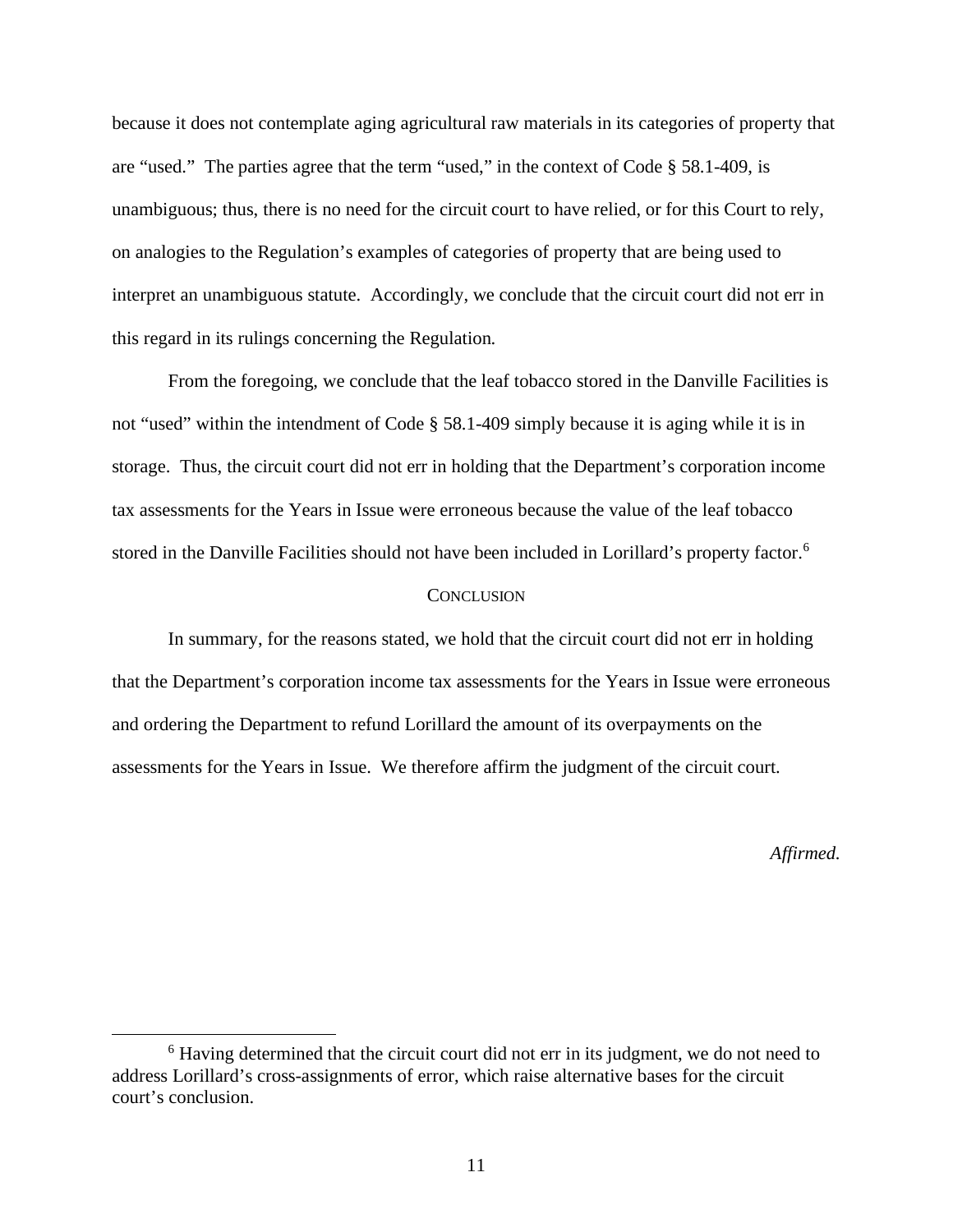because it does not contemplate aging agricultural raw materials in its categories of property that are "used." The parties agree that the term "used," in the context of Code § 58.1-409, is unambiguous; thus, there is no need for the circuit court to have relied, or for this Court to rely, on analogies to the Regulation's examples of categories of property that are being used to interpret an unambiguous statute. Accordingly, we conclude that the circuit court did not err in this regard in its rulings concerning the Regulation.

From the foregoing, we conclude that the leaf tobacco stored in the Danville Facilities is not "used" within the intendment of Code § 58.1-409 simply because it is aging while it is in storage. Thus, the circuit court did not err in holding that the Department's corporation income tax assessments for the Years in Issue were erroneous because the value of the leaf tobacco stored in the Danville Facilities should not have been included in Lorillard's property factor.[6]

## CONCLUSION

In summary, for the reasons stated, we hold that the circuit court did not err in holding that the Department's corporation income tax assessments for the Years in Issue were erroneous and ordering the Department to refund Lorillard the amount of its overpayments on the assessments for the Years in Issue. We therefore affirm the judgment of the circuit court.

*Affirmed.*

---

[6] Having determined that the circuit court did not err in its judgment, we do not need to address Lorillard's cross-assignments of error, which raise alternative bases for the circuit court's conclusion.